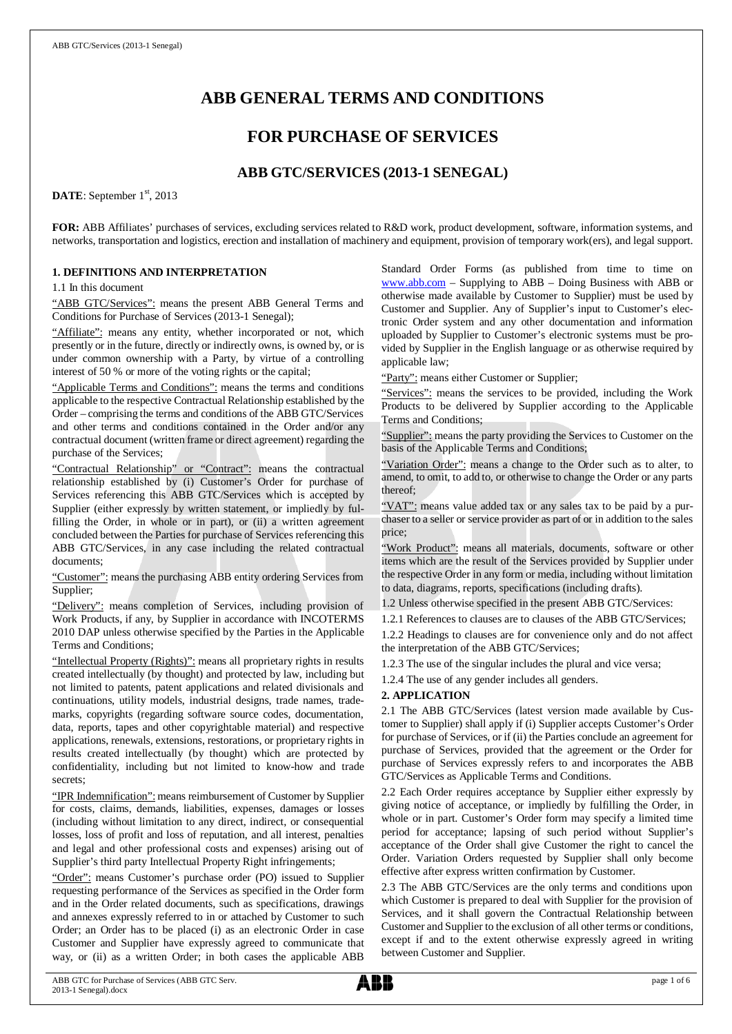# ABB GENERAL TERMS AND CONDITIONS

# FOR PURCHASE OF SERVICES

## ABB GTC/SERVICES (2013-1 SENEGAL)

**DATE**: September 1st, 2013

**FOR:** ABB Affiliates' purchases of services, excluding services related to R&D work, product development, software, information systems, and networks, transportation and logistics, erection and installation of machinery and equipment, provision of temporary work(ers), and legal support.

### 1. DEFINITIONS AND INTERPRETATION

1.1 In this document

"ABB GTC/Services": means the present ABB General Terms and Conditions for Purchase of Services (2013-1 Senegal);

"Affiliate": means any entity, whether incorporated or not, which presently or in the future, directly or indirectly owns, is owned by, or is under common ownership with a Party, by virtue of a controlling interest of 50 % or more of the voting rights or the capital;

"Applicable Terms and Conditions": means the terms and conditions applicable to the respective Contractual Relationship established by the Order – comprising the terms and conditions of the ABB GTC/Services and other terms and conditions contained in the Order and/or any contractual document (written frame or direct agreement) regarding the purchase of the Services;

"Contractual Relationship" or "Contract": means the contractual relationship established by (i) Customer's Order for purchase of Services referencing this ABB GTC/Services which is accepted by Supplier (either expressly by written statement, or impliedly by fulfilling the Order, in whole or in part), or (ii) a written agreement concluded between the Parties for purchase of Services referencing this ABB GTC/Services, in any case including the related contractual documents;

"Customer": means the purchasing ABB entity ordering Services from Supplier;

"Delivery": means completion of Services, including provision of Work Products, if any, by Supplier in accordance with INCOTERMS 2010 DAP unless otherwise specified by the Parties in the Applicable Terms and Conditions;

"Intellectual Property (Rights)": means all proprietary rights in results created intellectually (by thought) and protected by law, including but not limited to patents, patent applications and related divisionals and continuations, utility models, industrial designs, trade names, trademarks, copyrights (regarding software source codes, documentation, data, reports, tapes and other copyrightable material) and respective applications, renewals, extensions, restorations, or proprietary rights in results created intellectually (by thought) which are protected by confidentiality, including but not limited to know-how and trade secrets;

"IPR Indemnification": means reimbursement of Customer by Supplier for costs, claims, demands, liabilities, expenses, damages or losses (including without limitation to any direct, indirect, or consequential losses, loss of profit and loss of reputation, and all interest, penalties and legal and other professional costs and expenses) arising out of Supplier's third party Intellectual Property Right infringements;

"Order": means Customer's purchase order (PO) issued to Supplier requesting performance of the Services as specified in the Order form and in the Order related documents, such as specifications, drawings and annexes expressly referred to in or attached by Customer to such Order; an Order has to be placed (i) as an electronic Order in case Customer and Supplier have expressly agreed to communicate that way, or (ii) as a written Order; in both cases the applicable ABB Standard Order Forms (as published from time to time on www.abb.com – Supplying to ABB – Doing Business with ABB or otherwise made available by Customer to Supplier) must be used by Customer and Supplier. Any of Supplier's input to Customer's electronic Order system and any other documentation and information uploaded by Supplier to Customer's electronic systems must be provided by Supplier in the English language or as otherwise required by applicable law;

"Party": means either Customer or Supplier;

"Services": means the services to be provided, including the Work Products to be delivered by Supplier according to the Applicable Terms and Conditions;

"Supplier": means the party providing the Services to Customer on the basis of the Applicable Terms and Conditions;

"Variation Order": means a change to the Order such as to alter, to amend, to omit, to add to, or otherwise to change the Order or any parts thereof;

"VAT": means value added tax or any sales tax to be paid by a purchaser to a seller or service provider as part of or in addition to the sales price;

"Work Product": means all materials, documents, software or other items which are the result of the Services provided by Supplier under the respective Order in any form or media, including without limitation to data, diagrams, reports, specifications (including drafts).

1.2 Unless otherwise specified in the present ABB GTC/Services:

1.2.1 References to clauses are to clauses of the ABB GTC/Services;

1.2.2 Headings to clauses are for convenience only and do not affect the interpretation of the ABB GTC/Services;

1.2.3 The use of the singular includes the plural and vice versa;

1.2.4 The use of any gender includes all genders.

### 2. APPLICATION

2.1 The ABB GTC/Services (latest version made available by Customer to Supplier) shall apply if (i) Supplier accepts Customer's Order for purchase of Services, or if (ii) the Parties conclude an agreement for purchase of Services, provided that the agreement or the Order for purchase of Services expressly refers to and incorporates the ABB GTC/Services as Applicable Terms and Conditions.

2.2 Each Order requires acceptance by Supplier either expressly by giving notice of acceptance, or impliedly by fulfilling the Order, in whole or in part. Customer's Order form may specify a limited time period for acceptance; lapsing of such period without Supplier's acceptance of the Order shall give Customer the right to cancel the Order. Variation Orders requested by Supplier shall only become effective after express written confirmation by Customer.

2.3 The ABB GTC/Services are the only terms and conditions upon which Customer is prepared to deal with Supplier for the provision of Services, and it shall govern the Contractual Relationship between Customer and Supplier to the exclusion of all other terms or conditions, except if and to the extent otherwise expressly agreed in writing between Customer and Supplier.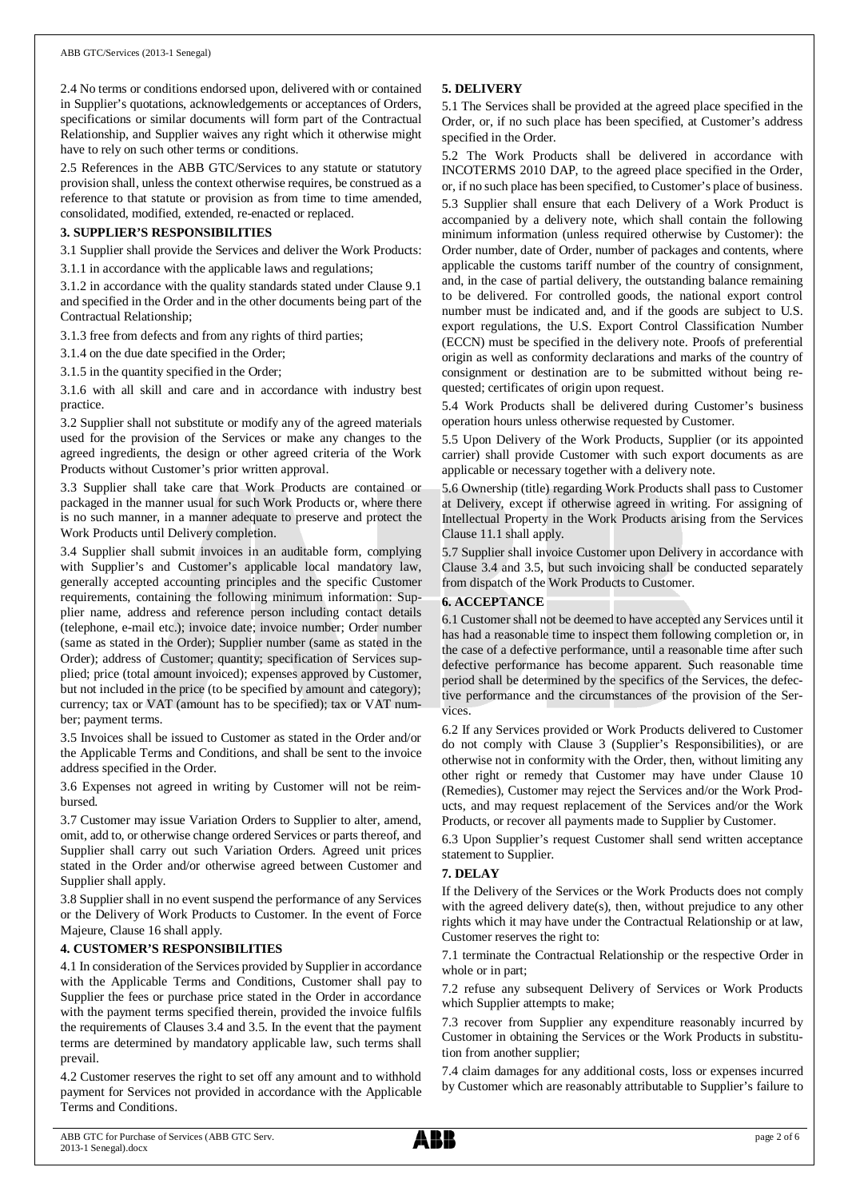2.4 No terms or conditions endorsed upon, delivered with or contained in Supplier's quotations, acknowledgements or acceptances of Orders, specifications or similar documents will form part of the Contractual Relationship, and Supplier waives any right which it otherwise might have to rely on such other terms or conditions.

2.5 References in the ABB GTC/Services to any statute or statutory provision shall, unless the context otherwise requires, be construed as a reference to that statute or provision as from time to time amended, consolidated, modified, extended, re-enacted or replaced.

**3. SUPPLIER'S RESPONSIBILITIES**

3.1 Supplier shall provide the Services and deliver the Work Products:

3.1.1 in accordance with the applicable laws and regulations;

3.1.2 in accordance with the quality standards stated under Clause 9.1 and specified in the Order and in the other documents being part of the Contractual Relationship;

3.1.3 free from defects and from any rights of third parties;

3.1.4 on the due date specified in the Order;

3.1.5 in the quantity specified in the Order;

3.1.6 with all skill and care and in accordance with industry best practice.

3.2 Supplier shall not substitute or modify any of the agreed materials used for the provision of the Services or make any changes to the agreed ingredients, the design or other agreed criteria of the Work Products without Customer's prior written approval.

3.3 Supplier shall take care that Work Products are contained or packaged in the manner usual for such Work Products or, where there is no such manner, in a manner adequate to preserve and protect the Work Products until Delivery completion.

3.4 Supplier shall submit invoices in an auditable form, complying with Supplier's and Customer's applicable local mandatory law, generally accepted accounting principles and the specific Customer requirements, containing the following minimum information: Supplier name, address and reference person including contact details (telephone, e-mail etc.); invoice date; invoice number; Order number (same as stated in the Order); Supplier number (same as stated in the Order); address of Customer; quantity; specification of Services supplied; price (total amount invoiced); expenses approved by Customer, but not included in the price (to be specified by amount and category); currency; tax or VAT (amount has to be specified); tax or VAT number; payment terms.

3.5 Invoices shall be issued to Customer as stated in the Order and/or the Applicable Terms and Conditions, and shall be sent to the invoice address specified in the Order.

3.6 Expenses not agreed in writing by Customer will not be reimbursed.

3.7 Customer may issue Variation Orders to Supplier to alter, amend, omit, add to, or otherwise change ordered Services or parts thereof, and Supplier shall carry out such Variation Orders. Agreed unit prices stated in the Order and/or otherwise agreed between Customer and Supplier shall apply.

3.8 Supplier shall in no event suspend the performance of any Services or the Delivery of Work Products to Customer. In the event of Force Majeure, Clause 16 shall apply.

**4. CUSTOMER'S RESPONSIBILITIES**

4.1 In consideration of the Services provided by Supplier in accordance with the Applicable Terms and Conditions, Customer shall pay to Supplier the fees or purchase price stated in the Order in accordance with the payment terms specified therein, provided the invoice fulfils the requirements of Clauses 3.4 and 3.5. In the event that the payment terms are determined by mandatory applicable law, such terms shall prevail.

4.2 Customer reserves the right to set off any amount and to withhold payment for Services not provided in accordance with the Applicable Terms and Conditions.

**5. DELIVERY**

5.1 The Services shall be provided at the agreed place specified in the Order, or, if no such place has been specified, at Customer's address specified in the Order.

5.2 The Work Products shall be delivered in accordance with INCOTERMS 2010 DAP, to the agreed place specified in the Order, or, if no such place has been specified, to Customer's place of business.

5.3 Supplier shall ensure that each Delivery of a Work Product is accompanied by a delivery note, which shall contain the following minimum information (unless required otherwise by Customer): the Order number, date of Order, number of packages and contents, where applicable the customs tariff number of the country of consignment, and, in the case of partial delivery, the outstanding balance remaining to be delivered. For controlled goods, the national export control number must be indicated and, and if the goods are subject to U.S. export regulations, the U.S. Export Control Classification Number (ECCN) must be specified in the delivery note. Proofs of preferential origin as well as conformity declarations and marks of the country of consignment or destination are to be submitted without being requested; certificates of origin upon request.

5.4 Work Products shall be delivered during Customer's business operation hours unless otherwise requested by Customer.

5.5 Upon Delivery of the Work Products, Supplier (or its appointed carrier) shall provide Customer with such export documents as are applicable or necessary together with a delivery note.

5.6 Ownership (title) regarding Work Products shall pass to Customer at Delivery, except if otherwise agreed in writing. For assigning of Intellectual Property in the Work Products arising from the Services Clause 11.1 shall apply.

5.7 Supplier shall invoice Customer upon Delivery in accordance with Clause 3.4 and 3.5, but such invoicing shall be conducted separately from dispatch of the Work Products to Customer.

**6. ACCEPTANCE**

6.1 Customer shall not be deemed to have accepted any Services until it has had a reasonable time to inspect them following completion or, in the case of a defective performance, until a reasonable time after such defective performance has become apparent. Such reasonable time period shall be determined by the specifics of the Services, the defective performance and the circumstances of the provision of the Services.

6.2 If any Services provided or Work Products delivered to Customer do not comply with Clause 3 (Supplier's Responsibilities), or are otherwise not in conformity with the Order, then, without limiting any other right or remedy that Customer may have under Clause 10 (Remedies), Customer may reject the Services and/or the Work Products, and may request replacement of the Services and/or the Work Products, or recover all payments made to Supplier by Customer.

6.3 Upon Supplier's request Customer shall send written acceptance statement to Supplier.

**7. DELAY**

If the Delivery of the Services or the Work Products does not comply with the agreed delivery date(s), then, without prejudice to any other rights which it may have under the Contractual Relationship or at law, Customer reserves the right to:

7.1 terminate the Contractual Relationship or the respective Order in whole or in part;

7.2 refuse any subsequent Delivery of Services or Work Products which Supplier attempts to make;

7.3 recover from Supplier any expenditure reasonably incurred by Customer in obtaining the Services or the Work Products in substitution from another supplier;

7.4 claim damages for any additional costs, loss or expenses incurred by Customer which are reasonably attributable to Supplier's failure to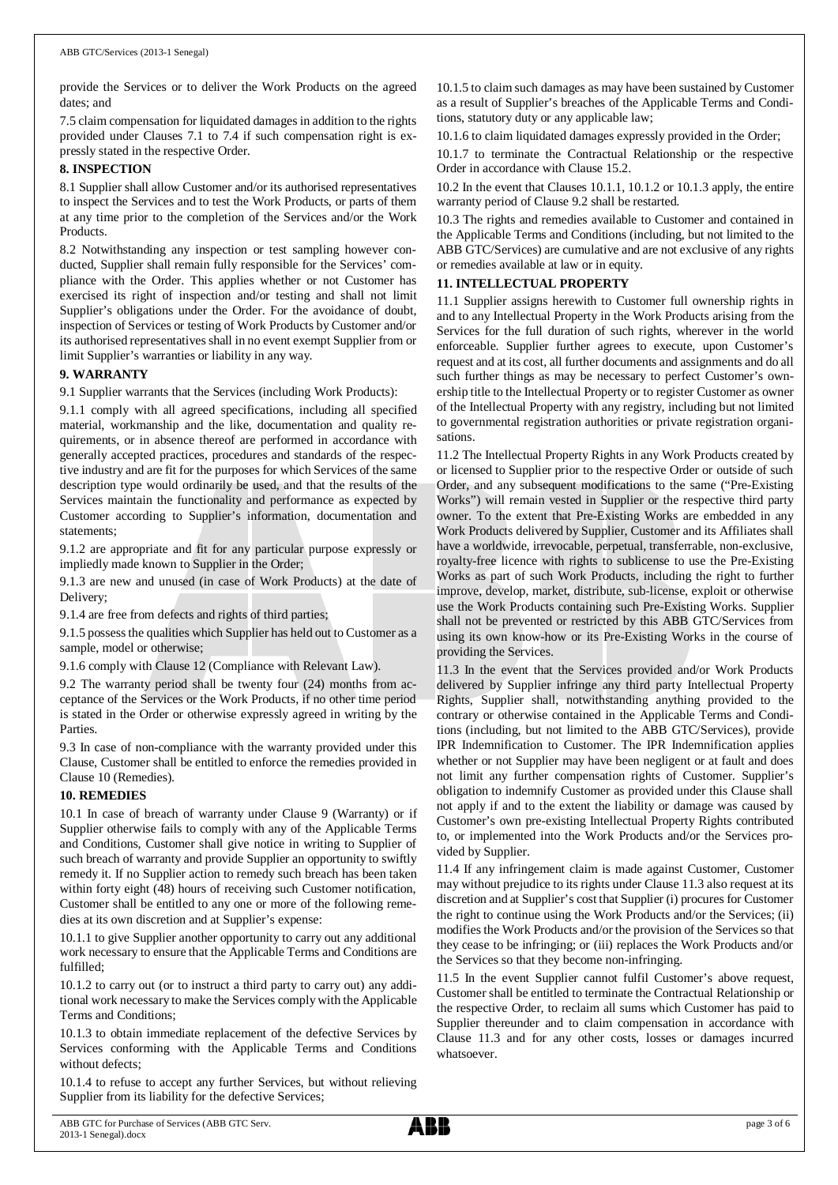provide the Services or to deliver the Work Products on the agreed dates; and

7.5 claim compensation for liquidated damages in addition to the rights provided under Clauses 7.1 to 7.4 if such compensation right is expressly stated in the respective Order.

**8. INSPECTION**

8.1 Supplier shall allow Customer and/or its authorised representatives to inspect the Services and to test the Work Products, or parts of them at any time prior to the completion of the Services and/or the Work Products.

8.2 Notwithstanding any inspection or test sampling however conducted, Supplier shall remain fully responsible for the Services' compliance with the Order. This applies whether or not Customer has exercised its right of inspection and/or testing and shall not limit Supplier's obligations under the Order. For the avoidance of doubt, inspection of Services or testing of Work Products by Customer and/or its authorised representatives shall in no event exempt Supplier from or limit Supplier's warranties or liability in any way.

**9. WARRANTY**

9.1 Supplier warrants that the Services (including Work Products):

9.1.1 comply with all agreed specifications, including all specified material, workmanship and the like, documentation and quality requirements, or in absence thereof are performed in accordance with generally accepted practices, procedures and standards of the respective industry and are fit for the purposes for which Services of the same description type would ordinarily be used, and that the results of the Services maintain the functionality and performance as expected by Customer according to Supplier's information, documentation and statements;

9.1.2 are appropriate and fit for any particular purpose expressly or impliedly made known to Supplier in the Order;

9.1.3 are new and unused (in case of Work Products) at the date of Delivery;

9.1.4 are free from defects and rights of third parties;

9.1.5 possess the qualities which Supplier has held out to Customer as a sample, model or otherwise;

9.1.6 comply with Clause 12 (Compliance with Relevant Law).

9.2 The warranty period shall be twenty four (24) months from acceptance of the Services or the Work Products, if no other time period is stated in the Order or otherwise expressly agreed in writing by the Parties.

9.3 In case of non-compliance with the warranty provided under this Clause, Customer shall be entitled to enforce the remedies provided in Clause 10 (Remedies).

**10. REMEDIES**

10.1 In case of breach of warranty under Clause 9 (Warranty) or if Supplier otherwise fails to comply with any of the Applicable Terms and Conditions, Customer shall give notice in writing to Supplier of such breach of warranty and provide Supplier an opportunity to swiftly remedy it. If no Supplier action to remedy such breach has been taken within forty eight (48) hours of receiving such Customer notification, Customer shall be entitled to any one or more of the following remedies at its own discretion and at Supplier's expense:

10.1.1 to give Supplier another opportunity to carry out any additional work necessary to ensure that the Applicable Terms and Conditions are fulfilled;

10.1.2 to carry out (or to instruct a third party to carry out) any additional work necessary to make the Services comply with the Applicable Terms and Conditions;

10.1.3 to obtain immediate replacement of the defective Services by Services conforming with the Applicable Terms and Conditions without defects;

10.1.4 to refuse to accept any further Services, but without relieving Supplier from its liability for the defective Services;

10.1.5 to claim such damages as may have been sustained by Customer as a result of Supplier's breaches of the Applicable Terms and Conditions, statutory duty or any applicable law;

10.1.6 to claim liquidated damages expressly provided in the Order;

10.1.7 to terminate the Contractual Relationship or the respective Order in accordance with Clause 15.2.

10.2 In the event that Clauses 10.1.1, 10.1.2 or 10.1.3 apply, the entire warranty period of Clause 9.2 shall be restarted.

10.3 The rights and remedies available to Customer and contained in the Applicable Terms and Conditions (including, but not limited to the ABB GTC/Services) are cumulative and are not exclusive of any rights or remedies available at law or in equity.

**11. INTELLECTUAL PROPERTY**

11.1 Supplier assigns herewith to Customer full ownership rights in and to any Intellectual Property in the Work Products arising from the Services for the full duration of such rights, wherever in the world enforceable. Supplier further agrees to execute, upon Customer's request and at its cost, all further documents and assignments and do all such further things as may be necessary to perfect Customer's ownership title to the Intellectual Property or to register Customer as owner of the Intellectual Property with any registry, including but not limited to governmental registration authorities or private registration organisations.

11.2 The Intellectual Property Rights in any Work Products created by or licensed to Supplier prior to the respective Order or outside of such Order, and any subsequent modifications to the same ("Pre-Existing Works") will remain vested in Supplier or the respective third party owner. To the extent that Pre-Existing Works are embedded in any Work Products delivered by Supplier, Customer and its Affiliates shall have a worldwide, irrevocable, perpetual, transferrable, non-exclusive, royalty-free licence with rights to sublicense to use the Pre-Existing Works as part of such Work Products, including the right to further improve, develop, market, distribute, sub-license, exploit or otherwise use the Work Products containing such Pre-Existing Works. Supplier shall not be prevented or restricted by this ABB GTC/Services from using its own know-how or its Pre-Existing Works in the course of providing the Services.

11.3 In the event that the Services provided and/or Work Products delivered by Supplier infringe any third party Intellectual Property Rights, Supplier shall, notwithstanding anything provided to the contrary or otherwise contained in the Applicable Terms and Conditions (including, but not limited to the ABB GTC/Services), provide IPR Indemnification to Customer. The IPR Indemnification applies whether or not Supplier may have been negligent or at fault and does not limit any further compensation rights of Customer. Supplier's obligation to indemnify Customer as provided under this Clause shall not apply if and to the extent the liability or damage was caused by Customer's own pre-existing Intellectual Property Rights contributed to, or implemented into the Work Products and/or the Services provided by Supplier.

11.4 If any infringement claim is made against Customer, Customer may without prejudice to its rights under Clause 11.3 also request at its discretion and at Supplier's cost that Supplier (i) procures for Customer the right to continue using the Work Products and/or the Services; (ii) modifies the Work Products and/or the provision of the Services so that they cease to be infringing; or (iii) replaces the Work Products and/or the Services so that they become non-infringing.

11.5 In the event Supplier cannot fulfil Customer's above request, Customer shall be entitled to terminate the Contractual Relationship or the respective Order, to reclaim all sums which Customer has paid to Supplier thereunder and to claim compensation in accordance with Clause 11.3 and for any other costs, losses or damages incurred whatsoever.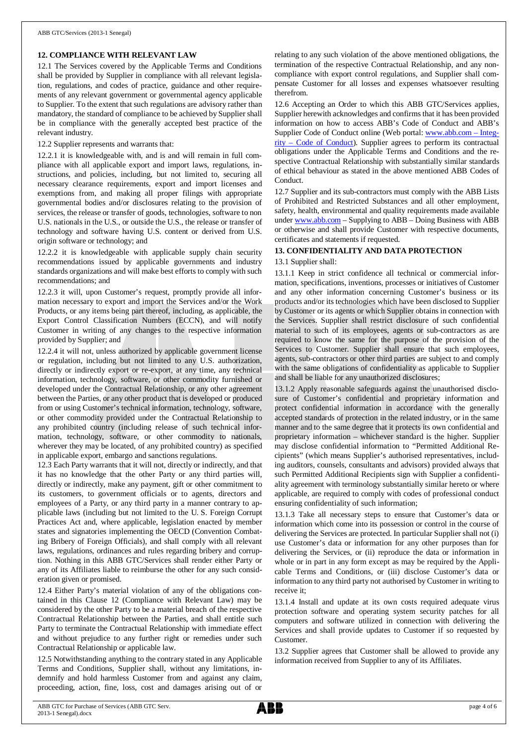## 12. COMPLIANCE WITH RELEVANT LAW

12.1 The Services covered by the Applicable Terms and Conditions shall be provided by Supplier in compliance with all relevant legislation, regulations, and codes of practice, guidance and other requirements of any relevant government or governmental agency applicable to Supplier. To the extent that such regulations are advisory rather than mandatory, the standard of compliance to be achieved by Supplier shall be in compliance with the generally accepted best practice of the relevant industry.

12.2 Supplier represents and warrants that:

12.2.1 it is knowledgeable with, and is and will remain in full compliance with all applicable export and import laws, regulations, instructions, and policies, including, but not limited to, securing all necessary clearance requirements, export and import licenses and exemptions from, and making all proper filings with appropriate governmental bodies and/or disclosures relating to the provision of services, the release or transfer of goods, technologies, software to non U.S. nationals in the U.S., or outside the U.S., the release or transfer of technology and software having U.S. content or derived from U.S. origin software or technology; and

12.2.2 it is knowledgeable with applicable supply chain security recommendations issued by applicable governments and industry standards organizations and will make best efforts to comply with such recommendations; and

12.2.3 it will, upon Customer's request, promptly provide all information necessary to export and import the Services and/or the Work Products, or any items being part thereof, including, as applicable, the Export Control Classification Numbers (ECCN), and will notify Customer in writing of any changes to the respective information provided by Supplier; and

12.2.4 it will not, unless authorized by applicable government license or regulation, including but not limited to any U.S. authorization, directly or indirectly export or re-export, at any time, any technical information, technology, software, or other commodity furnished or developed under the Contractual Relationship, or any other agreement between the Parties, or any other product that is developed or produced from or using Customer's technical information, technology, software, or other commodity provided under the Contractual Relationship to any prohibited country (including release of such technical information, technology, software, or other commodity to nationals, wherever they may be located, of any prohibited country) as specified in applicable export, embargo and sanctions regulations.

12.3 Each Party warrants that it will not, directly or indirectly, and that it has no knowledge that the other Party or any third parties will, directly or indirectly, make any payment, gift or other commitment to its customers, to government officials or to agents, directors and employees of a Party, or any third party in a manner contrary to applicable laws (including but not limited to the U. S. Foreign Corrupt Practices Act and, where applicable, legislation enacted by member states and signatories implementing the OECD (Convention Combating Bribery of Foreign Officials), and shall comply with all relevant laws, regulations, ordinances and rules regarding bribery and corruption. Nothing in this ABB GTC/Services shall render either Party or any of its Affiliates liable to reimburse the other for any such consideration given or promised.

12.4 Either Party's material violation of any of the obligations contained in this Clause 12 (Compliance with Relevant Law) may be considered by the other Party to be a material breach of the respective Contractual Relationship between the Parties, and shall entitle such Party to terminate the Contractual Relationship with immediate effect and without prejudice to any further right or remedies under such Contractual Relationship or applicable law.

12.5 Notwithstanding anything to the contrary stated in any Applicable Terms and Conditions, Supplier shall, without any limitations, indemnify and hold harmless Customer from and against any claim, proceeding, action, fine, loss, cost and damages arising out of or relating to any such violation of the above mentioned obligations, the termination of the respective Contractual Relationship, and any non-compliance with export control regulations, and Supplier shall compensate Customer for all losses and expenses whatsoever resulting therefrom.

12.6 Accepting an Order to which this ABB GTC/Services applies, Supplier herewith acknowledges and confirms that it has been provided information on how to access ABB's Code of Conduct and ABB's Supplier Code of Conduct online (Web portal: www.abb.com – Integrity – Code of Conduct). Supplier agrees to perform its contractual obligations under the Applicable Terms and Conditions and the respective Contractual Relationship with substantially similar standards of ethical behaviour as stated in the above mentioned ABB Codes of Conduct.

12.7 Supplier and its sub-contractors must comply with the ABB Lists of Prohibited and Restricted Substances and all other employment, safety, health, environmental and quality requirements made available under www.abb.com – Supplying to ABB – Doing Business with ABB or otherwise and shall provide Customer with respective documents, certificates and statements if requested.

## 13. CONFIDENTIALITY AND DATA PROTECTION

13.1 Supplier shall:

13.1.1 Keep in strict confidence all technical or commercial information, specifications, inventions, processes or initiatives of Customer and any other information concerning Customer's business or its products and/or its technologies which have been disclosed to Supplier by Customer or its agents or which Supplier obtains in connection with the Services. Supplier shall restrict disclosure of such confidential material to such of its employees, agents or sub-contractors as are required to know the same for the purpose of the provision of the Services to Customer. Supplier shall ensure that such employees, agents, sub-contractors or other third parties are subject to and comply with the same obligations of confidentiality as applicable to Supplier and shall be liable for any unauthorized disclosures;

13.1.2 Apply reasonable safeguards against the unauthorised disclosure of Customer's confidential and proprietary information and protect confidential information in accordance with the generally accepted standards of protection in the related industry, or in the same manner and to the same degree that it protects its own confidential and proprietary information – whichever standard is the higher. Supplier may disclose confidential information to "Permitted Additional Recipients" (which means Supplier's authorised representatives, including auditors, counsels, consultants and advisors) provided always that such Permitted Additional Recipients sign with Supplier a confidentiality agreement with terminology substantially similar hereto or where applicable, are required to comply with codes of professional conduct ensuring confidentiality of such information;

13.1.3 Take all necessary steps to ensure that Customer's data or information which come into its possession or control in the course of delivering the Services are protected. In particular Supplier shall not (i) use Customer's data or information for any other purposes than for delivering the Services, or (ii) reproduce the data or information in whole or in part in any form except as may be required by the Applicable Terms and Conditions, or (iii) disclose Customer's data or information to any third party not authorised by Customer in writing to receive it;

13.1.4 Install and update at its own costs required adequate virus protection software and operating system security patches for all computers and software utilized in connection with delivering the Services and shall provide updates to Customer if so requested by Customer.

13.2 Supplier agrees that Customer shall be allowed to provide any information received from Supplier to any of its Affiliates.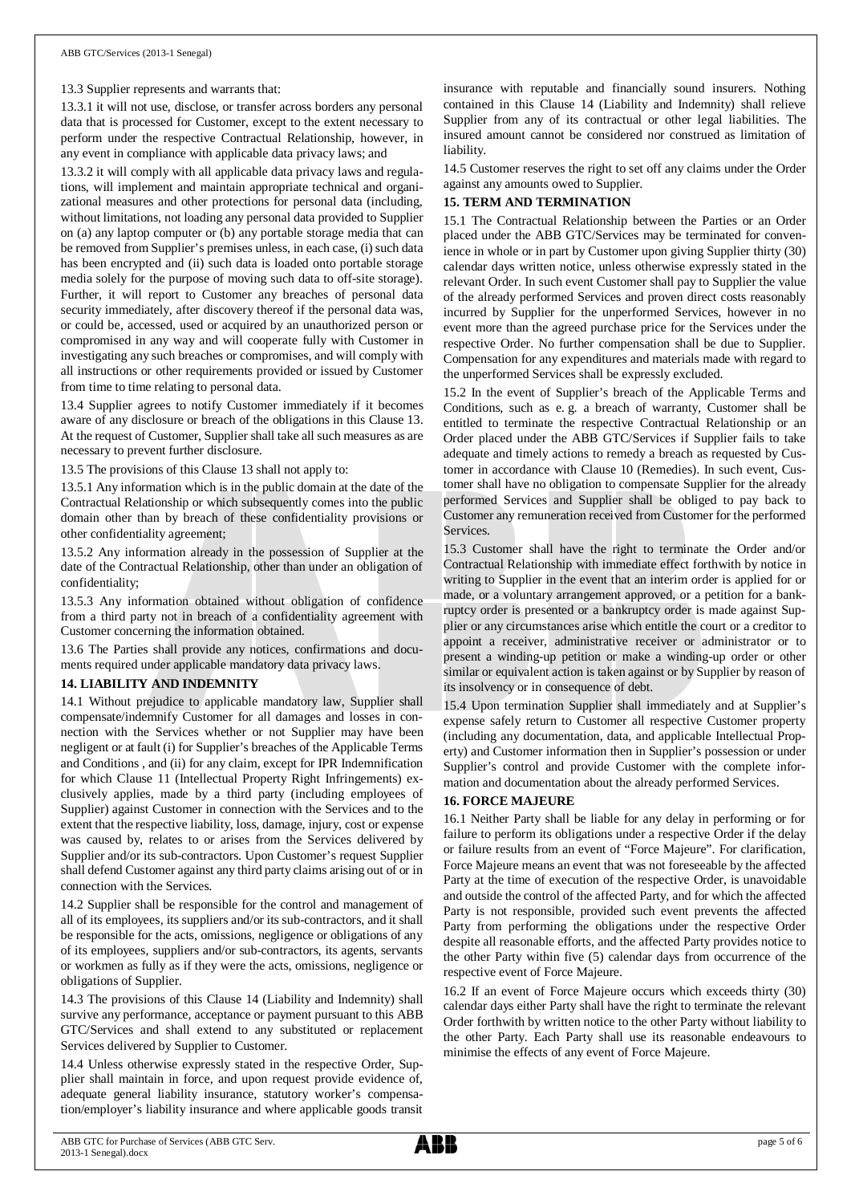13.3 Supplier represents and warrants that:

13.3.1 it will not use, disclose, or transfer across borders any personal data that is processed for Customer, except to the extent necessary to perform under the respective Contractual Relationship, however, in any event in compliance with applicable data privacy laws; and

13.3.2 it will comply with all applicable data privacy laws and regulations, will implement and maintain appropriate technical and organizational measures and other protections for personal data (including, without limitations, not loading any personal data provided to Supplier on (a) any laptop computer or (b) any portable storage media that can be removed from Supplier's premises unless, in each case, (i) such data has been encrypted and (ii) such data is loaded onto portable storage media solely for the purpose of moving such data to off-site storage). Further, it will report to Customer any breaches of personal data security immediately, after discovery thereof if the personal data was, or could be, accessed, used or acquired by an unauthorized person or compromised in any way and will cooperate fully with Customer in investigating any such breaches or compromises, and will comply with all instructions or other requirements provided or issued by Customer from time to time relating to personal data.

13.4 Supplier agrees to notify Customer immediately if it becomes aware of any disclosure or breach of the obligations in this Clause 13. At the request of Customer, Supplier shall take all such measures as are necessary to prevent further disclosure.

13.5 The provisions of this Clause 13 shall not apply to:

13.5.1 Any information which is in the public domain at the date of the Contractual Relationship or which subsequently comes into the public domain other than by breach of these confidentiality provisions or other confidentiality agreement;

13.5.2 Any information already in the possession of Supplier at the date of the Contractual Relationship, other than under an obligation of confidentiality;

13.5.3 Any information obtained without obligation of confidence from a third party not in breach of a confidentiality agreement with Customer concerning the information obtained.

13.6 The Parties shall provide any notices, confirmations and documents required under applicable mandatory data privacy laws.

**14. LIABILITY AND INDEMNITY**

14.1 Without prejudice to applicable mandatory law, Supplier shall compensate/indemnify Customer for all damages and losses in connection with the Services whether or not Supplier may have been negligent or at fault (i) for Supplier's breaches of the Applicable Terms and Conditions , and (ii) for any claim, except for IPR Indemnification for which Clause 11 (Intellectual Property Right Infringements) exclusively applies, made by a third party (including employees of Supplier) against Customer in connection with the Services and to the extent that the respective liability, loss, damage, injury, cost or expense was caused by, relates to or arises from the Services delivered by Supplier and/or its sub-contractors. Upon Customer's request Supplier shall defend Customer against any third party claims arising out of or in connection with the Services.

14.2 Supplier shall be responsible for the control and management of all of its employees, its suppliers and/or its sub-contractors, and it shall be responsible for the acts, omissions, negligence or obligations of any of its employees, suppliers and/or sub-contractors, its agents, servants or workmen as fully as if they were the acts, omissions, negligence or obligations of Supplier.

14.3 The provisions of this Clause 14 (Liability and Indemnity) shall survive any performance, acceptance or payment pursuant to this ABB GTC/Services and shall extend to any substituted or replacement Services delivered by Supplier to Customer.

14.4 Unless otherwise expressly stated in the respective Order, Supplier shall maintain in force, and upon request provide evidence of, adequate general liability insurance, statutory worker's compensation/employer's liability insurance and where applicable goods transit insurance with reputable and financially sound insurers. Nothing contained in this Clause 14 (Liability and Indemnity) shall relieve Supplier from any of its contractual or other legal liabilities. The insured amount cannot be considered nor construed as limitation of liability.

14.5 Customer reserves the right to set off any claims under the Order against any amounts owed to Supplier.

**15. TERM AND TERMINATION**

15.1 The Contractual Relationship between the Parties or an Order placed under the ABB GTC/Services may be terminated for convenience in whole or in part by Customer upon giving Supplier thirty (30) calendar days written notice, unless otherwise expressly stated in the relevant Order. In such event Customer shall pay to Supplier the value of the already performed Services and proven direct costs reasonably incurred by Supplier for the unperformed Services, however in no event more than the agreed purchase price for the Services under the respective Order. No further compensation shall be due to Supplier. Compensation for any expenditures and materials made with regard to the unperformed Services shall be expressly excluded.

15.2 In the event of Supplier's breach of the Applicable Terms and Conditions, such as e. g. a breach of warranty, Customer shall be entitled to terminate the respective Contractual Relationship or an Order placed under the ABB GTC/Services if Supplier fails to take adequate and timely actions to remedy a breach as requested by Customer in accordance with Clause 10 (Remedies). In such event, Customer shall have no obligation to compensate Supplier for the already performed Services and Supplier shall be obliged to pay back to Customer any remuneration received from Customer for the performed Services.

15.3 Customer shall have the right to terminate the Order and/or Contractual Relationship with immediate effect forthwith by notice in writing to Supplier in the event that an interim order is applied for or made, or a voluntary arrangement approved, or a petition for a bankruptcy order is presented or a bankruptcy order is made against Supplier or any circumstances arise which entitle the court or a creditor to appoint a receiver, administrative receiver or administrator or to present a winding-up petition or make a winding-up order or other similar or equivalent action is taken against or by Supplier by reason of its insolvency or in consequence of debt.

15.4 Upon termination Supplier shall immediately and at Supplier's expense safely return to Customer all respective Customer property (including any documentation, data, and applicable Intellectual Property) and Customer information then in Supplier's possession or under Supplier's control and provide Customer with the complete information and documentation about the already performed Services.

**16. FORCE MAJEURE**

16.1 Neither Party shall be liable for any delay in performing or for failure to perform its obligations under a respective Order if the delay or failure results from an event of "Force Majeure". For clarification, Force Majeure means an event that was not foreseeable by the affected Party at the time of execution of the respective Order, is unavoidable and outside the control of the affected Party, and for which the affected Party is not responsible, provided such event prevents the affected Party from performing the obligations under the respective Order despite all reasonable efforts, and the affected Party provides notice to the other Party within five (5) calendar days from occurrence of the respective event of Force Majeure.

16.2 If an event of Force Majeure occurs which exceeds thirty (30) calendar days either Party shall have the right to terminate the relevant Order forthwith by written notice to the other Party without liability to the other Party. Each Party shall use its reasonable endeavours to minimise the effects of any event of Force Majeure.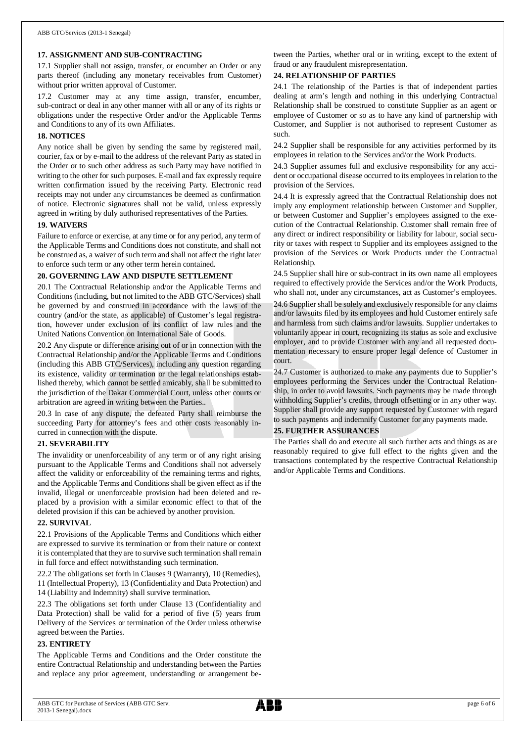## 17. ASSIGNMENT AND SUB-CONTRACTING

17.1 Supplier shall not assign, transfer, or encumber an Order or any parts thereof (including any monetary receivables from Customer) without prior written approval of Customer.

17.2 Customer may at any time assign, transfer, encumber, sub-contract or deal in any other manner with all or any of its rights or obligations under the respective Order and/or the Applicable Terms and Conditions to any of its own Affiliates.

## 18. NOTICES

Any notice shall be given by sending the same by registered mail, courier, fax or by e-mail to the address of the relevant Party as stated in the Order or to such other address as such Party may have notified in writing to the other for such purposes. E-mail and fax expressly require written confirmation issued by the receiving Party. Electronic read receipts may not under any circumstances be deemed as confirmation of notice. Electronic signatures shall not be valid, unless expressly agreed in writing by duly authorised representatives of the Parties.

## 19. WAIVERS

Failure to enforce or exercise, at any time or for any period, any term of the Applicable Terms and Conditions does not constitute, and shall not be construed as, a waiver of such term and shall not affect the right later to enforce such term or any other term herein contained.

## 20. GOVERNING LAW AND DISPUTE SETTLEMENT

20.1 The Contractual Relationship and/or the Applicable Terms and Conditions (including, but not limited to the ABB GTC/Services) shall be governed by and construed in accordance with the laws of the country (and/or the state, as applicable) of Customer's legal registration, however under exclusion of its conflict of law rules and the United Nations Convention on International Sale of Goods.

20.2 Any dispute or difference arising out of or in connection with the Contractual Relationship and/or the Applicable Terms and Conditions (including this ABB GTC/Services), including any question regarding its existence, validity or termination or the legal relationships established thereby, which cannot be settled amicably, shall be submitted to the jurisdiction of the Dakar Commercial Court, unless other courts or arbitration are agreed in writing between the Parties..

20.3 In case of any dispute, the defeated Party shall reimburse the succeeding Party for attorney's fees and other costs reasonably incurred in connection with the dispute.

## 21. SEVERABILITY

The invalidity or unenforceability of any term or of any right arising pursuant to the Applicable Terms and Conditions shall not adversely affect the validity or enforceability of the remaining terms and rights, and the Applicable Terms and Conditions shall be given effect as if the invalid, illegal or unenforceable provision had been deleted and replaced by a provision with a similar economic effect to that of the deleted provision if this can be achieved by another provision.

## 22. SURVIVAL

22.1 Provisions of the Applicable Terms and Conditions which either are expressed to survive its termination or from their nature or context it is contemplated that they are to survive such termination shall remain in full force and effect notwithstanding such termination.

22.2 The obligations set forth in Clauses 9 (Warranty), 10 (Remedies), 11 (Intellectual Property), 13 (Confidentiality and Data Protection) and 14 (Liability and Indemnity) shall survive termination.

22.3 The obligations set forth under Clause 13 (Confidentiality and Data Protection) shall be valid for a period of five (5) years from Delivery of the Services or termination of the Order unless otherwise agreed between the Parties.

## 23. ENTIRETY

The Applicable Terms and Conditions and the Order constitute the entire Contractual Relationship and understanding between the Parties and replace any prior agreement, understanding or arrangement between the Parties, whether oral or in writing, except to the extent of fraud or any fraudulent misrepresentation.

## 24. RELATIONSHIP OF PARTIES

24.1 The relationship of the Parties is that of independent parties dealing at arm's length and nothing in this underlying Contractual Relationship shall be construed to constitute Supplier as an agent or employee of Customer or so as to have any kind of partnership with Customer, and Supplier is not authorised to represent Customer as such.

24.2 Supplier shall be responsible for any activities performed by its employees in relation to the Services and/or the Work Products.

24.3 Supplier assumes full and exclusive responsibility for any accident or occupational disease occurred to its employees in relation to the provision of the Services.

24.4 It is expressly agreed that the Contractual Relationship does not imply any employment relationship between Customer and Supplier, or between Customer and Supplier's employees assigned to the execution of the Contractual Relationship. Customer shall remain free of any direct or indirect responsibility or liability for labour, social security or taxes with respect to Supplier and its employees assigned to the provision of the Services or Work Products under the Contractual Relationship.

24.5 Supplier shall hire or sub-contract in its own name all employees required to effectively provide the Services and/or the Work Products, who shall not, under any circumstances, act as Customer's employees.

24.6 Supplier shall be solely and exclusively responsible for any claims and/or lawsuits filed by its employees and hold Customer entirely safe and harmless from such claims and/or lawsuits. Supplier undertakes to voluntarily appear in court, recognizing its status as sole and exclusive employer, and to provide Customer with any and all requested documentation necessary to ensure proper legal defence of Customer in court.

24.7 Customer is authorized to make any payments due to Supplier's employees performing the Services under the Contractual Relationship, in order to avoid lawsuits. Such payments may be made through withholding Supplier's credits, through offsetting or in any other way. Supplier shall provide any support requested by Customer with regard to such payments and indemnify Customer for any payments made.

## 25. FURTHER ASSURANCES

The Parties shall do and execute all such further acts and things as are reasonably required to give full effect to the rights given and the transactions contemplated by the respective Contractual Relationship and/or Applicable Terms and Conditions.